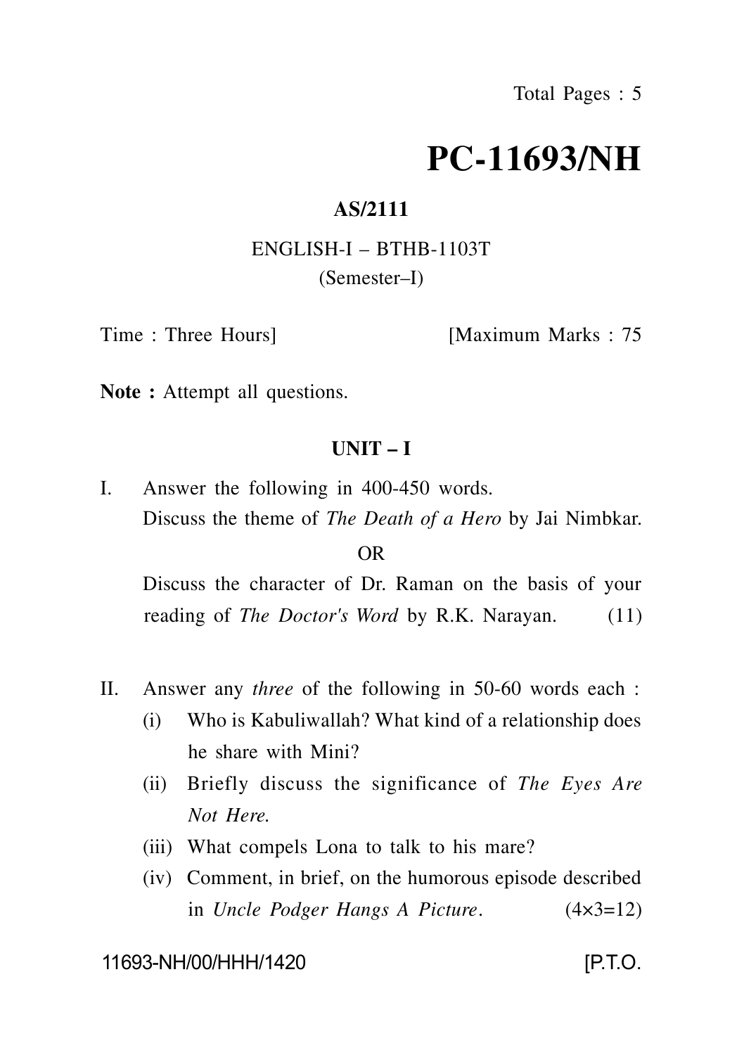Total Pages : 5

# PC-11693/NH

**AS/2111**

ENGLISH-I – BTHB-1103T

(Semester–I)

Time : Three Hours] [Maximum Marks : 75

**Note :** Attempt all questions.

## UNIT – I

I. Answer the following in 400-450 words.

Discuss the theme of *The Death of a Hero* by Jai Nimbkar.

OR

Discuss the character of Dr. Raman on the basis of your reading of *The Doctor's Word* by R.K. Narayan. (11)

II. Answer any *three* of the following in 50-60 words each :

(i) Who is Kabuliwallah? What kind of a relationship does he share with Mini?

(ii) Briefly discuss the significance of *The Eyes Are Not Here.*

(iii) What compels Lona to talk to his mare?

(iv) Comment, in brief, on the humorous episode described in *Uncle Podger Hangs A Picture*. (4×3=12)

11693-NH/00/HHH/1420 [P.T.O.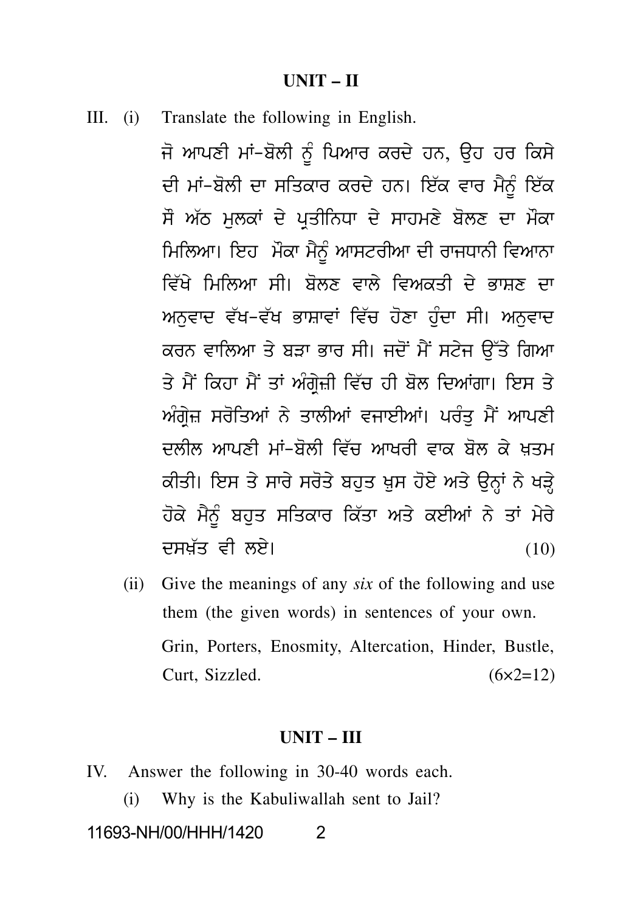## UNIT – II

III. (i) Translate the following in English.

ਜੋ ਆਪਣੀ ਮਾਂ-ਬੋਲੀ ਨੂੰ ਪਿਆਰ ਕਰਦੇ ਹਨ, ਉਹ ਹਰ ਕਿਸੇ ਦੀ ਮਾਂ-ਬੋਲੀ ਦਾ ਸਤਿਕਾਰ ਕਰਦੇ ਹਨ। ਇੱਕ ਵਾਰ ਮੈਨੂੰ ਇੱਕ ਸੌ ਅੱਠ ਮੁਲਕਾਂ ਦੇ ਪ੍ਰਤੀਨਿਧਾ ਦੇ ਸਾਹਮਣੇ ਬੋਲਣ ਦਾ ਮੌਕਾ ਮਿਲਿਆ। ਇਹ ਮੌਕਾ ਮੈਨੂੰ ਆਸਟਰੀਆ ਦੀ ਰਾਜਧਾਨੀ ਵਿਆਨਾ ਵਿੱਖੇ ਮਿਲਿਆ ਸੀ। ਬੋਲਣ ਵਾਲੇ ਵਿਅਕਤੀ ਦੇ ਭਾਸ਼ਣ ਦਾ ਅਨੁਵਾਦ ਵੱਖ-ਵੱਖ ਭਾਸ਼ਾਵਾਂ ਵਿੱਚ ਹੋਣਾ ਹੁੰਦਾ ਸੀ। ਅਨੁਵਾਦ ਕਰਨ ਵਾਲਿਆ ਤੇ ਬੜਾ ਭਾਰ ਸੀ। ਜਦੋਂ ਮੈਂ ਸਟੇਜ ਉੱਤੇ ਗਿਆ ਤੇ ਮੈਂ ਕਿਹਾ ਮੈਂ ਤਾਂ ਅੰਗ੍ਰੇਜ਼ੀ ਵਿੱਚ ਹੀ ਬੋਲ ਦਿਆਂਗਾ। ਇਸ ਤੇ ਅੰਗ੍ਰੇਜ਼ ਸਰੋਤਿਆਂ ਨੇ ਤਾਲੀਆਂ ਵਜਾਈਆਂ। ਪਰੰਤੂ ਮੈਂ ਆਪਣੀ ਦਲੀਲ ਆਪਣੀ ਮਾਂ-ਬੋਲੀ ਵਿੱਚ ਆਖਰੀ ਵਾਕ ਬੋਲ ਕੇ ਖ਼ਤਮ ਕੀਤੀ। ਇਸ ਤੇ ਸਾਰੇ ਸਰੋਤੇ ਬਹੁਤ ਖ਼ੁਸ ਹੋਏ ਅਤੇ ਉਨ੍ਹਾਂ ਨੇ ਖੜ੍ਹੇ ਹੋਕੇ ਮੈਨੂੰ ਬਹੁਤ ਸਤਿਕਾਰ ਕਿੱਤਾ ਅਤੇ ਕਈਆਂ ਨੇ ਤਾਂ ਮੇਰੇ ਦਸਖ਼ੱਤ ਵੀ ਲਏ। (10)

(ii) Give the meanings of any *six* of the following and use them (the given words) in sentences of your own.

Grin, Porters, Enosmity, Altercation, Hinder, Bustle, Curt, Sizzled. (6×2=12)

## UNIT – III

IV. Answer the following in 30-40 words each.

(i) Why is the Kabuliwallah sent to Jail?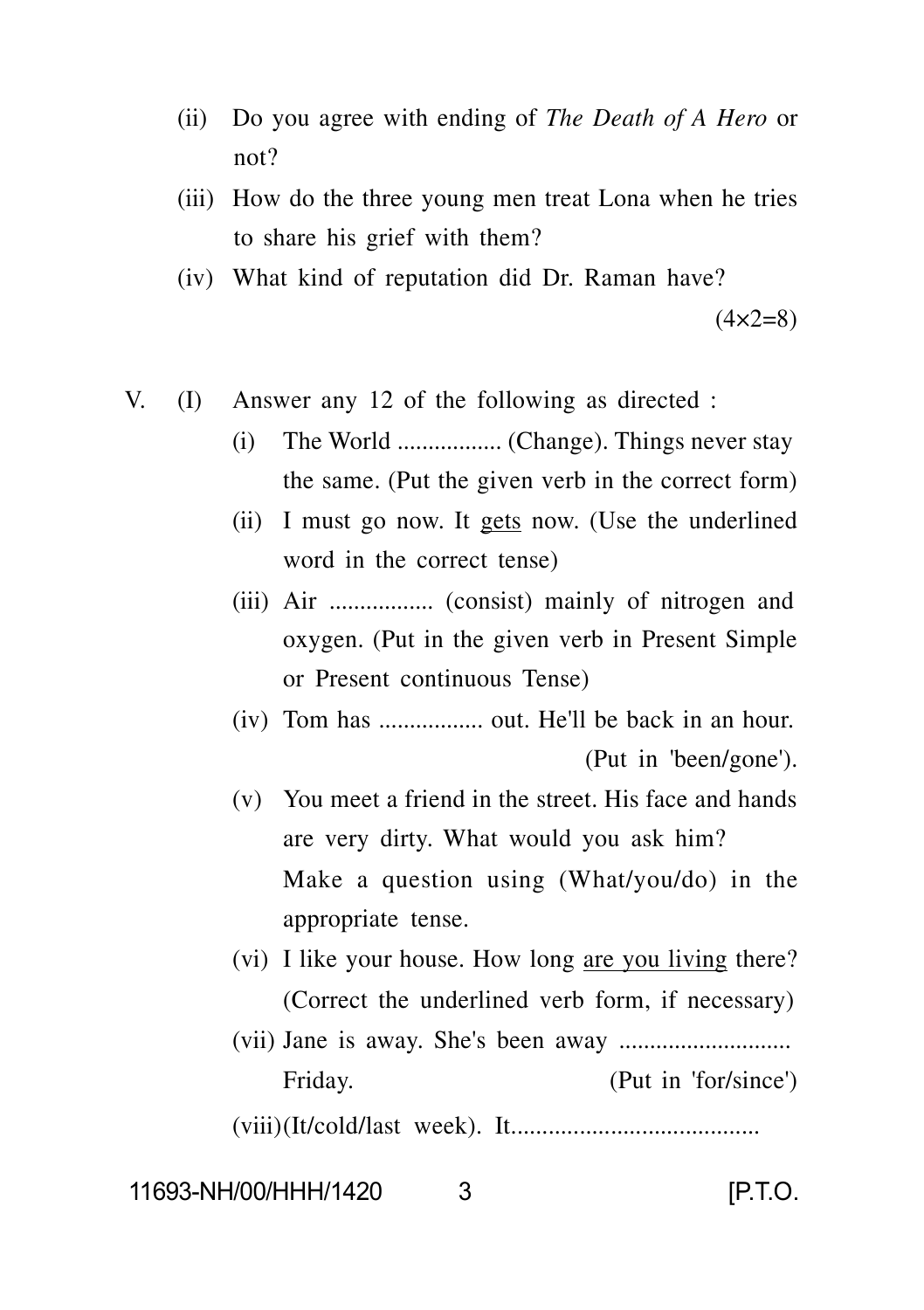(ii) Do you agree with ending of *The Death of A Hero* or not?

(iii) How do the three young men treat Lona when he tries to share his grief with them?

(iv) What kind of reputation did Dr. Raman have?

(4×2=8)

V. (I) Answer any 12 of the following as directed :

(i) The World ................ (Change). Things never stay the same. (Put the given verb in the correct form)

(ii) I must go now. It <u>gets</u> now. (Use the underlined word in the correct tense)

(iii) Air ................ (consist) mainly of nitrogen and oxygen. (Put in the given verb in Present Simple or Present continuous Tense)

(iv) Tom has ................ out. He'll be back in an hour. (Put in 'been/gone').

(v) You meet a friend in the street. His face and hands are very dirty. What would you ask him?
Make a question using (What/you/do) in the appropriate tense.

(vi) I like your house. How long <u>are you living</u> there? (Correct the underlined verb form, if necessary)

(vii) Jane is away. She's been away ........................... Friday. (Put in 'for/since')

(viii) (It/cold/last week). It.......................................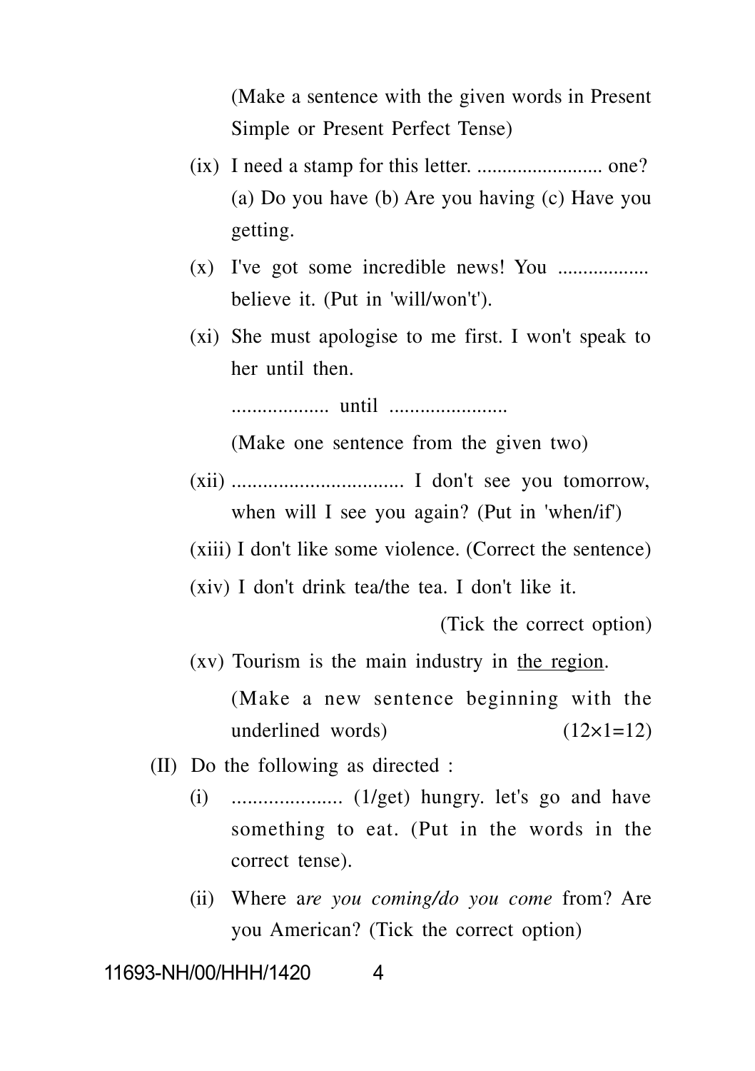(Make a sentence with the given words in Present Simple or Present Perfect Tense)

(ix) I need a stamp for this letter. ......................... one?
(a) Do you have (b) Are you having (c) Have you getting.

(x) I've got some incredible news! You .................. believe it. (Put in 'will/won't').

(xi) She must apologise to me first. I won't speak to her until then.

................... until .......................

(Make one sentence from the given two)

(xii) ................................. I don't see you tomorrow, when will I see you again? (Put in 'when/if')

(xiii) I don't like some violence. (Correct the sentence)

(xiv) I don't drink tea/the tea. I don't like it.

(Tick the correct option)

(xv) Tourism is the main industry in <u>the region</u>.

(Make a new sentence beginning with the underlined words) (12×1=12)

(II) Do the following as directed :

(i) ..................... (1/get) hungry. let's go and have something to eat. (Put in the words in the correct tense).

(ii) Where a*re you coming/do you come* from? Are you American? (Tick the correct option)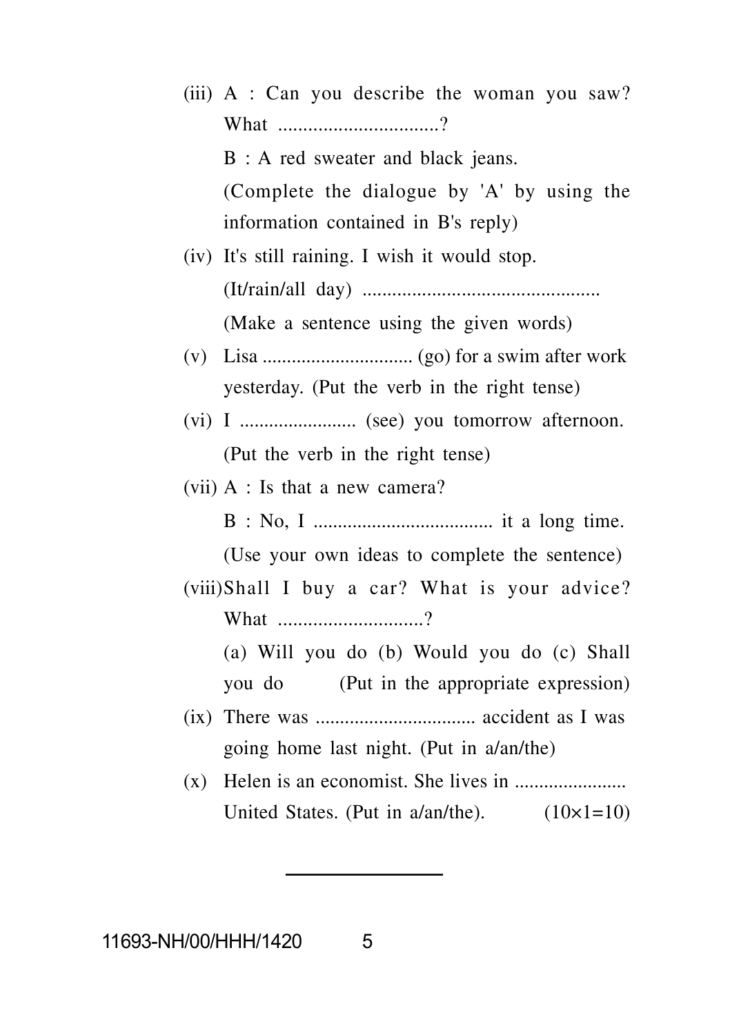(iii) A : Can you describe the woman you saw? What ................................?

B : A red sweater and black jeans.

(Complete the dialogue by 'A' by using the information contained in B's reply)

(iv) It's still raining. I wish it would stop.

(It/rain/all day) ................................................

(Make a sentence using the given words)

(v) Lisa ............................... (go) for a swim after work yesterday. (Put the verb in the right tense)

(vi) I ........................ (see) you tomorrow afternoon. (Put the verb in the right tense)

(vii) A : Is that a new camera?

B : No, I .................................... it a long time.

(Use your own ideas to complete the sentence)

(viii) Shall I buy a car? What is your advice? What .............................?

(a) Will you do (b) Would you do (c) Shall you do (Put in the appropriate expression)

(ix) There was ................................. accident as I was going home last night. (Put in a/an/the)

(x) Helen is an economist. She lives in ....................... United States. (Put in a/an/the). (10×1=10)

11693-NH/00/HHH/1420